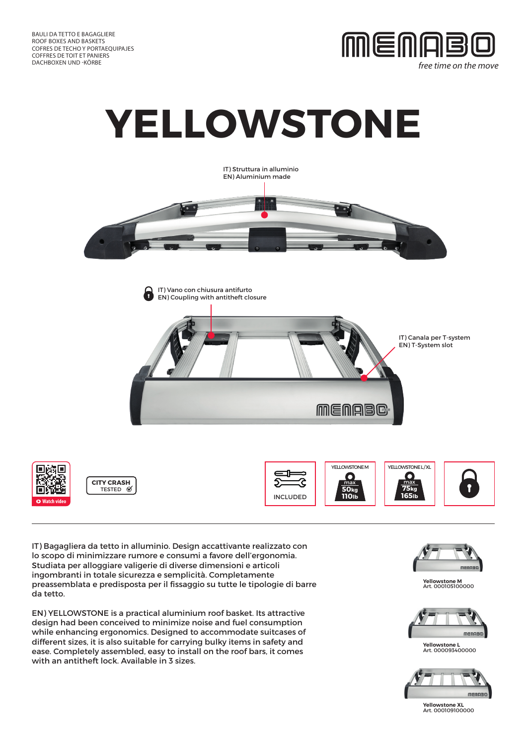BAULI DA TETTO E BAGAGLIERE
ROOF BOXES AND BASKETS
COFRES DE TECHO Y PORTAEQUIPAJES
COFFRES DE TOIT ET PANIERS
DACHBOXEN UND -KÖRBE

MENABO
*free time on the move*

# YELLOWSTONE

IT) Struttura in alluminio
EN) Aluminium made

IT) Vano con chiusura antifurto
EN) Coupling with antitheft closure

IT) Canala per T-system
EN) T-System slot

Watch video

CITY CRASH TESTED

INCLUDED

YELLOWSTONE M: max 50kg 110lb

YELLOWSTONE L/XL: max 75kg 165lb

IT) Bagagliera da tetto in alluminio. Design accattivante realizzato con lo scopo di minimizzare rumore e consumi a favore dell'ergonomia. Studiata per alloggiare valigerie di diverse dimensioni e articoli ingombranti in totale sicurezza e semplicità. Completamente preassemblata e predisposta per il fissaggio su tutte le tipologie di barre da tetto.

EN) YELLOWSTONE is a practical aluminium roof basket. Its attractive design had been conceived to minimize noise and fuel consumption while enhancing ergonomics. Designed to accommodate suitcases of different sizes, it is also suitable for carrying bulky items in safety and ease. Completely assembled, easy to install on the roof bars, it comes with an antitheft lock. Available in 3 sizes.

**Yellowstone M**
Art. 000105100000

**Yellowstone L**
Art. 000093400000

**Yellowstone XL**
Art. 000109100000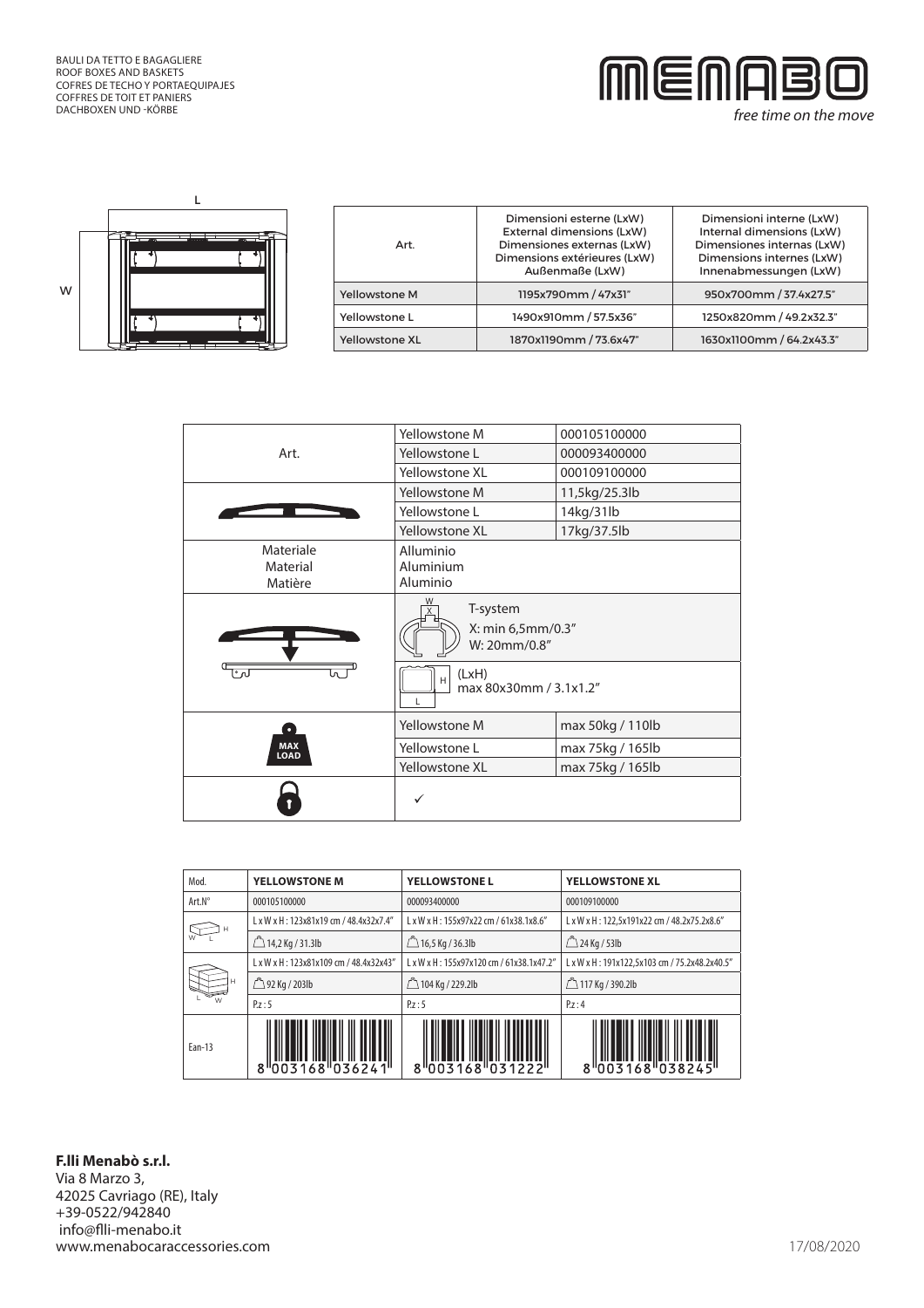BAULI DA TETTO E BAGAGLIERE
ROOF BOXES AND BASKETS
COFRES DE TECHO Y PORTAEQUIPAJES
COFFRES DE TOIT ET PANIERS
DACHBOXEN UND -KÖRBE

MENABO
*free time on the move*

L
W

| Art. | Dimensioni esterne (LxW) External dimensions (LxW) Dimensiones externas (LxW) Dimensions extérieures (LxW) Außenmaße (LxW) | Dimensioni interne (LxW) Internal dimensions (LxW) Dimensiones internas (LxW) Dimensions internes (LxW) Innenabmessungen (LxW) |
|---|---|---|
| Yellowstone M | 1195x790mm / 47x31" | 950x700mm / 37.4x27.5" |
| Yellowstone L | 1490x910mm / 57.5x36" | 1250x820mm / 49.2x32.3" |
| Yellowstone XL | 1870x1190mm / 73.6x47" | 1630x1100mm / 64.2x43.3" |

| | | |
|---|---|---|
| Art. | Yellowstone M | 000105100000 |
| | Yellowstone L | 000093400000 |
| | Yellowstone XL | 000109100000 |
| | Yellowstone M | 11,5kg/25.3lb |
| | Yellowstone L | 14kg/31lb |
| | Yellowstone XL | 17kg/37.5lb |
| Materiale Material Matière | Alluminio Aluminium Aluminio | |
| | T-system X: min 6,5mm/0.3" W: 20mm/0.8" | |
| | (LxH) max 80x30mm / 3.1x1.2" | |
| MAX LOAD | Yellowstone M | max 50kg / 110lb |
| | Yellowstone L | max 75kg / 165lb |
| | Yellowstone XL | max 75kg / 165lb |
| | ✓ | |

| Mod. | YELLOWSTONE M | YELLOWSTONE L | YELLOWSTONE XL |
|---|---|---|---|
| Art.N° | 000105100000 | 000093400000 | 000109100000 |
| | L x W x H : 123x81x19 cm / 48.4x32x7.4" | L x W x H : 155x97x22 cm / 61x38.1x8.6" | L x W x H : 122,5x191x22 cm / 48.2x75.2x8.6" |
| | 14,2 Kg / 31.3lb | 16,5 Kg / 36.3lb | 24 Kg / 53lb |
| | L x W x H : 123x81x109 cm / 48.4x32x43" | L x W x H : 155x97x120 cm / 61x38.1x47.2" | L x W x H : 191x122,5x103 cm / 75.2x48.2x40.5" |
| | 92 Kg / 203lb | 104 Kg / 229.2lb | 117 Kg / 390.2lb |
| | P.z : 5 | P.z : 5 | P.z : 4 |
| Ean-13 | 8 003168 036241 | 8 003168 031222 | 8 003168 038245 |

**F.lli Menabò s.r.l.**
Via 8 Marzo 3,
42025 Cavriago (RE), Italy
+39-0522/942840
info@flli-menabo.it
www.menabocaraccessories.com

17/08/2020